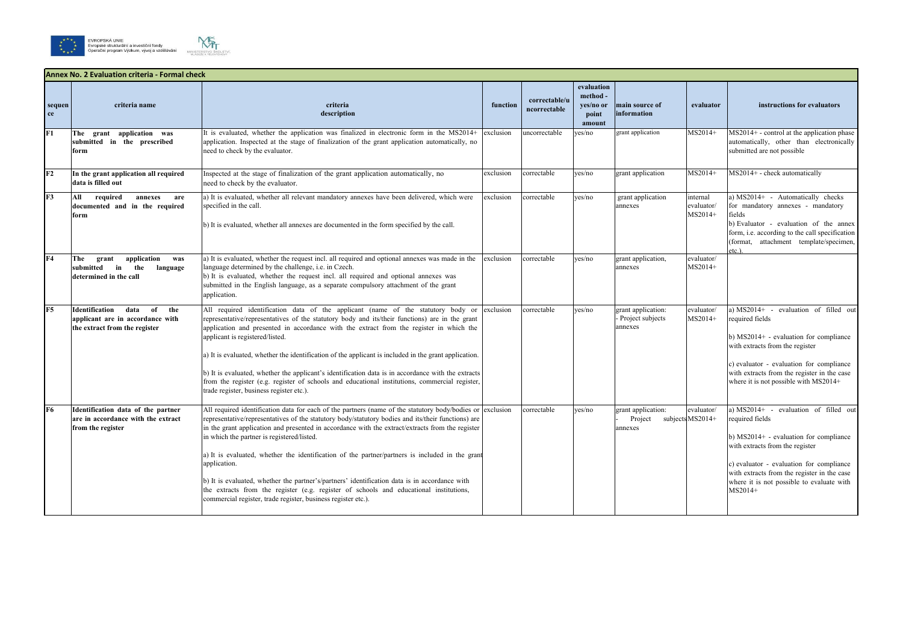EVROPSKÁ UNIE
Evropské strukturální a investiční fondy
Operační program Výzkum, vývoj a vzdělávání

MINISTERSTVO ŠKOLSTVÍ, MLÁDEŽE A TĚLOVÝCHOVY

## Annex No. 2 Evaluation criteria - Formal check

| sequence | criteria name | criteria description | function | correctable/uncorrectable | evaluation method - yes/no or point amount | main source of information | evaluator | instructions for evaluators |
|---|---|---|---|---|---|---|---|---|
| F1 | **The grant application was submitted in the prescribed form** | It is evaluated, whether the application was finalized in electronic form in the MS2014+ application. Inspected at the stage of finalization of the grant application automatically, no need to check by the evaluator. | exclusion | uncorrectable | yes/no | grant application | MS2014+ | MS2014+ - control at the application phase automatically, other than electronically submitted are not possible |
| F2 | **In the grant application all required data is filled out** | Inspected at the stage of finalization of the grant application automatically, no need to check by the evaluator. | exclusion | correctable | yes/no | grant application | MS2014+ | MS2014+ - check automatically |
| F3 | **All required annexes are documented and in the required form** | a) It is evaluated, whether all relevant mandatory annexes have been delivered, which were specified in the call.<br><br>b) It is evaluated, whether all annexes are documented in the form specified by the call. | exclusion | correctable | yes/no | grant application annexes | internal evaluator/ MS2014+ | a) MS2014+ - Automatically checks for mandatory annexes - mandatory fields<br>b) Evaluator - evaluation of the annex form, i.e. according to the call specification (format, attachment template/specimen, etc.). |
| F4 | **The grant application was submitted in the language determined in the call** | a) It is evaluated, whether the request incl. all required and optional annexes was made in the language determined by the challenge, i.e. in Czech.<br>b) It is evaluated, whether the request incl. all required and optional annexes was submitted in the English language, as a separate compulsory attachment of the grant application. | exclusion | correctable | yes/no | grant application, annexes | evaluator/ MS2014+ | |
| F5 | **Identification data of the applicant are in accordance with the extract from the register** | All required identification data of the applicant (name of the statutory body or representative/representatives of the statutory body and its/their functions) are in the grant application and presented in accordance with the extract from the register in which the applicant is registered/listed.<br><br>a) It is evaluated, whether the identification of the applicant is included in the grant application.<br><br>b) It is evaluated, whether the applicant's identification data is in accordance with the extracts from the register (e.g. register of schools and educational institutions, commercial register, trade register, business register etc.). | exclusion | correctable | yes/no | grant application:<br>- Project subjects annexes | evaluator/ MS2014+ | a) MS2014+ - evaluation of filled out required fields<br><br>b) MS2014+ - evaluation for compliance with extracts from the register<br><br>c) evaluator - evaluation for compliance with extracts from the register in the case where it is not possible with MS2014+ |
| F6 | **Identification data of the partner are in accordance with the extract from the register** | All required identification data for each of the partners (name of the statutory body/bodies or representative/representatives of the statutory body/statutory bodies and its/their functions) are in the grant application and presented in accordance with the extract/extracts from the register in which the partner is registered/listed.<br><br>a) It is evaluated, whether the identification of the partner/partners is included in the grant application.<br><br>b) It is evaluated, whether the partner's/partners' identification data is in accordance with the extracts from the register (e.g. register of schools and educational institutions, commercial register, trade register, business register etc.). | exclusion | correctable | yes/no | grant application:<br>- Project subjects annexes | evaluator/ MS2014+ | a) MS2014+ - evaluation of filled out required fields<br><br>b) MS2014+ - evaluation for compliance with extracts from the register<br><br>c) evaluator - evaluation for compliance with extracts from the register in the case where it is not possible to evaluate with MS2014+ |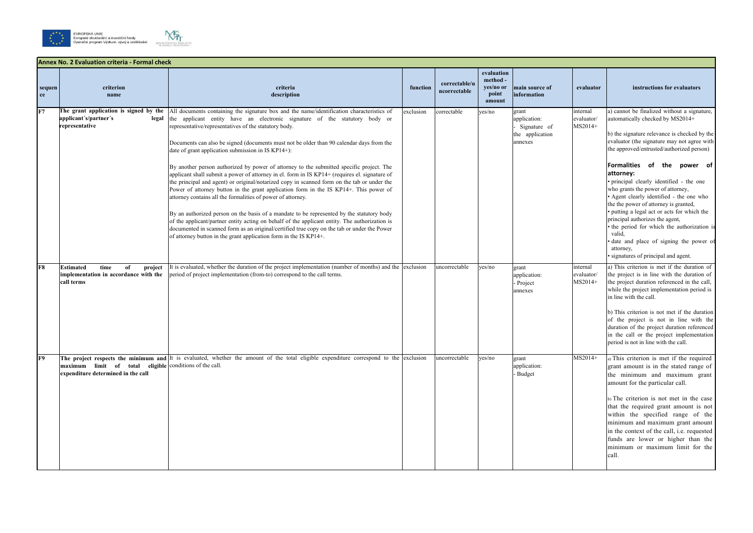## Annex No. 2 Evaluation criteria - Formal check

| sequence | criterion name | criteria description | function | correctable/uncorrectable | evaluation method - yes/no or point amount | main source of information | evaluator | instructions for evaluators |
|---|---|---|---|---|---|---|---|---|
| F7 | **The grant application is signed by the applicant´s/partner´s legal representative** | All documents containing the signature box and the name/identification characteristics of the applicant entity have an electronic signature of the statutory body or representative/representatives of the statutory body.<br><br>Documents can also be signed (documents must not be older than 90 calendar days from the date of grant application submission in IS KP14+):<br><br>By another person authorized by power of attorney to the submitted specific project. The applicant shall submit a power of attorney in el. form in IS KP14+ (requires el. signature of the principal and agent) or original/notarized copy in scanned form on the tab or under the Power of attorney button in the grant application form in the IS KP14+. This power of attorney contains all the formalities of power of attorney.<br><br>By an authorized person on the basis of a mandate to be represented by the statutory body of the applicant/partner entity acting on behalf of the applicant entity. The authorization is documented in scanned form as an original/certified true copy on the tab or under the Power of attorney button in the grant application form in the IS KP14+. | exclusion | correctable | yes/no | grant application:<br>- Signature of the application annexes | internal evaluator/ MS2014+ | a) cannot be finalized without a signature, automatically checked by MS2014+<br><br>b) the signature relevance is checked by the evaluator (the signature may not agree with the approved/entrusted/authorized person)<br><br>**Formalities of the power of attorney:**<br>• principal clearly identified - the one who grants the power of attorney,<br>• Agent clearly identified - the one who the the power of attorney is granted,<br>• putting a legal act or acts for which the principal authorizes the agent,<br>• the period for which the authorization is valid,<br>• date and place of signing the power of attorney,<br>• signatures of principal and agent. |
| F8 | **Estimated time of project implementation in accordance with the call terms** | It is evaluated, whether the duration of the project implementation (number of months) and the period of project implementation (from-to) correspond to the call terms. | exclusion | uncorrectable | yes/no | grant application:<br>- Project annexes | internal evaluator/ MS2014+ | a) This criterion is met if the duration of the project is in line with the duration of the project duration referenced in the call, while the project implementation period is in line with the call.<br><br>b) This criterion is not met if the duration of the project is not in line with the duration of the project duration referenced in the call or the project implementation period is not in line with the call. |
| F9 | **The project respects the minimum and maximum limit of total eligible expenditure determined in the call** | It is evaluated, whether the amount of the total eligible expenditure correspond to the conditions of the call. | exclusion | uncorrectable | yes/no | grant application:<br>- Budget | MS2014+ | a) This criterion is met if the required grant amount is in the stated range of the minimum and maximum grant amount for the particular call.<br><br>b) The criterion is not met in the case that the required grant amount is not within the specified range of the minimum and maximum grant amount in the context of the call, i.e. requested funds are lower or higher than the minimum or maximum limit for the call. |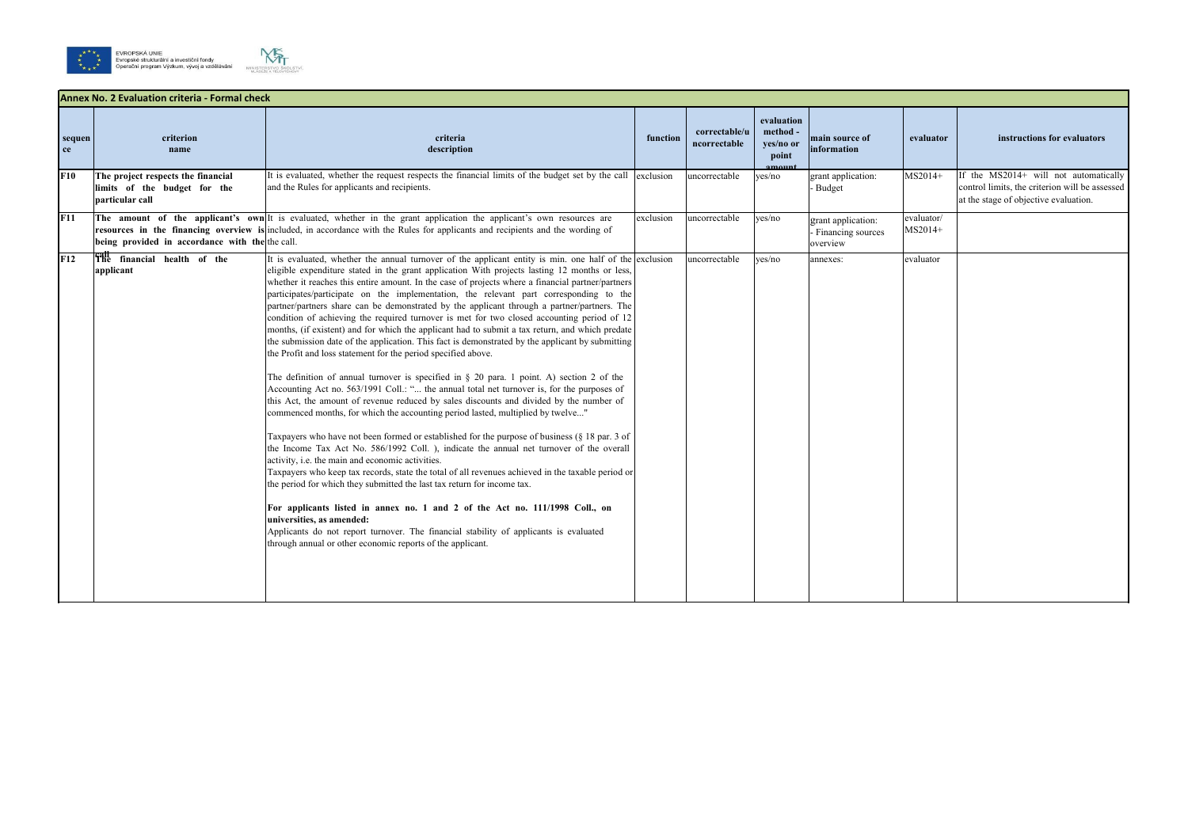## Annex No. 2 Evaluation criteria - Formal check

| sequence | criterion name | criteria description | function | correctable/uncorrectable | evaluation method - yes/no or point amount | main source of information | evaluator | instructions for evaluators |
|---|---|---|---|---|---|---|---|---|
| F10 | **The project respects the financial limits of the budget for the particular call** | It is evaluated, whether the request respects the financial limits of the budget set by the call and the Rules for applicants and recipients. | exclusion | uncorrectable | yes/no | grant application: - Budget | MS2014+ | If the MS2014+ will not automatically control limits, the criterion will be assessed at the stage of objective evaluation. |
| F11 | **The amount of the applicant's own resources in the financing overview is being provided in accordance with the call** | It is evaluated, whether in the grant application the applicant's own resources are included, in accordance with the Rules for applicants and recipients and the wording of the call. | exclusion | uncorrectable | yes/no | grant application: - Financing sources overview | evaluator/ MS2014+ | |
| F12 | **The financial health of the applicant** | It is evaluated, whether the annual turnover of the applicant entity is min. one half of the eligible expenditure stated in the grant application With projects lasting 12 months or less, whether it reaches this entire amount. In the case of projects where a financial partner/partners participates/participate on the implementation, the relevant part corresponding to the partner/partners share can be demonstrated by the applicant through a partner/partners. The condition of achieving the required turnover is met for two closed accounting period of 12 months, (if existent) and for which the applicant had to submit a tax return, and which predate the submission date of the application. This fact is demonstrated by the applicant by submitting the Profit and loss statement for the period specified above.<br><br>The definition of annual turnover is specified in § 20 para. 1 point. A) section 2 of the Accounting Act no. 563/1991 Coll.: "... the annual total net turnover is, for the purposes of this Act, the amount of revenue reduced by sales discounts and divided by the number of commenced months, for which the accounting period lasted, multiplied by twelve..."<br><br>Taxpayers who have not been formed or established for the purpose of business (§ 18 par. 3 of the Income Tax Act No. 586/1992 Coll. ), indicate the annual net turnover of the overall activity, i.e. the main and economic activities.<br>Taxpayers who keep tax records, state the total of all revenues achieved in the taxable period or the period for which they submitted the last tax return for income tax.<br><br>**For applicants listed in annex no. 1 and 2 of the Act no. 111/1998 Coll., on universities, as amended:**<br>Applicants do not report turnover. The financial stability of applicants is evaluated through annual or other economic reports of the applicant. | exclusion | uncorrectable | yes/no | annexes: | evaluator | |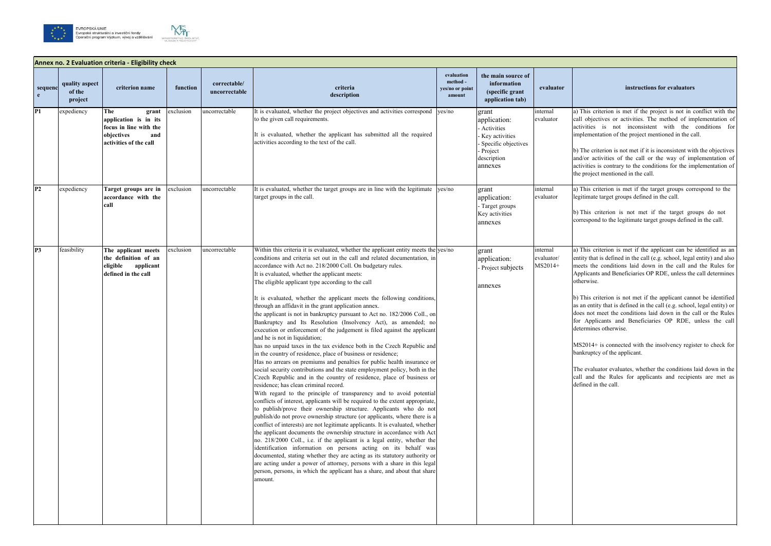EVROPSKÁ UNIE
Evropské strukturální a investiční fondy
Operační program Výzkum, vývoj a vzdělávání

## Annex no. 2 Evaluation criteria - Eligibility check

| sequence | quality aspect of the project | criterion name | function | correctable/ uncorrectable | criteria description | evaluation method - yes/no or point amount | the main source of information (specific grant application tab) | evaluator | instructions for evaluators |
|---|---|---|---|---|---|---|---|---|---|
| P1 | expediency | **The grant application is in its focus in line with the objectives and activities of the call** | exclusion | uncorrectable | It is evaluated, whether the project objectives and activities correspond to the given call requirements.<br><br>It is evaluated, whether the applicant has submitted all the required activities according to the text of the call. | yes/no | grant application:<br>- Activities<br>- Key activities<br>- Specific objectives<br>- Project description<br>annexes | internal evaluator | a) This criterion is met if the project is not in conflict with the call objectives or activities. The method of implementation of activities is not inconsistent with the conditions for implementation of the project mentioned in the call.<br><br>b) The criterion is not met if it is inconsistent with the objectives and/or activities of the call or the way of implementation of activities is contrary to the conditions for the implementation of the project mentioned in the call. |
| P2 | expediency | **Target groups are in accordance with the call** | exclusion | uncorrectable | It is evaluated, whether the target groups are in line with the legitimate target groups in the call. | yes/no | grant application:<br>- Target groups<br>Key activities<br>annexes | internal evaluator | a) This criterion is met if the target groups correspond to the legitimate target groups defined in the call.<br><br>b) This criterion is not met if the target groups do not correspond to the legitimate target groups defined in the call. |
| P3 | feasibility | **The applicant meets the definition of an eligible applicant defined in the call** | exclusion | uncorrectable | Within this criteria it is evaluated, whether the applicant entity meets the conditions and criteria set out in the call and related documentation, in accordance with Act no. 218/2000 Coll. On budgetary rules.<br>It is evaluated, whether the applicant meets:<br>The eligible applicant type according to the call<br><br>It is evaluated, whether the applicant meets the following conditions, through an affidavit in the grant application annex.<br>the applicant is not in bankruptcy pursuant to Act no. 182/2006 Coll., on Bankruptcy and Its Resolution (Insolvency Act), as amended; no execution or enforcement of the judgement is filed against the applicant and he is not in liquidation;<br>has no unpaid taxes in the tax evidence both in the Czech Republic and in the country of residence, place of business or residence;<br>Has no arrears on premiums and penalties for public health insurance or social security contributions and the state employment policy, both in the Czech Republic and in the country of residence, place of business or residence; has clean criminal record.<br>With regard to the principle of transparency and to avoid potential conflicts of interest, applicants will be required to the extent appropriate, to publish/prove their ownership structure. Applicants who do not publish/do not prove ownership structure (or applicants, where there is a conflict of interests) are not legitimate applicants. It is evaluated, whether the applicant documents the ownership structure in accordance with Act no. 218/2000 Coll., i.e. if the applicant is a legal entity, whether the identification information on persons acting on its behalf was documented, stating whether they are acting as its statutory authority or are acting under a power of attorney, persons with a share in this legal person, persons, in which the applicant has a share, and about that share amount. | yes/no | grant application:<br>- Project subjects<br><br>annexes | internal evaluator/ MS2014+ | a) This criterion is met if the applicant can be identified as an entity that is defined in the call (e.g. school, legal entity) and also meets the conditions laid down in the call and the Rules for Applicants and Beneficiaries OP RDE, unless the call determines otherwise.<br><br>b) This criterion is not met if the applicant cannot be identified as an entity that is defined in the call (e.g. school, legal entity) or does not meet the conditions laid down in the call or the Rules for Applicants and Beneficiaries OP RDE, unless the call determines otherwise.<br><br>MS2014+ is connected with the insolvency register to check for bankruptcy of the applicant.<br><br>The evaluator evaluates, whether the conditions laid down in the call and the Rules for applicants and recipients are met as defined in the call. |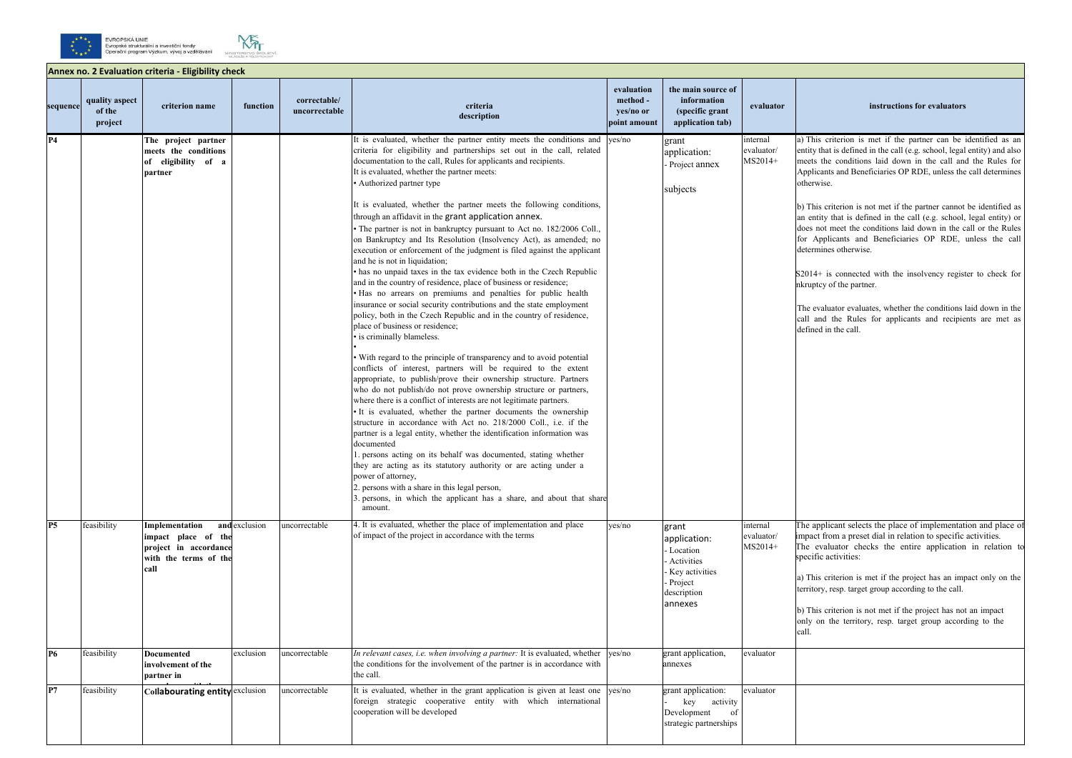## Annex no. 2 Evaluation criteria - Eligibility check

| sequence | quality aspect of the project | criterion name | function | correctable/ uncorrectable | criteria description | evaluation method - yes/no or point amount | the main source of information (specific grant application tab) | evaluator | instructions for evaluators |
|---|---|---|---|---|---|---|---|---|---|
| **P4** | | **The project partner meets the conditions of eligibility of a partner** | | | It is evaluated, whether the partner entity meets the conditions and criteria for eligibility and partnerships set out in the call, related documentation to the call, Rules for applicants and recipients.<br>It is evaluated, whether the partner meets:<br>• Authorized partner type<br><br>It is evaluated, whether the partner meets the following conditions, through an affidavit in the grant application annex.<br>• The partner is not in bankruptcy pursuant to Act no. 182/2006 Coll., on Bankruptcy and Its Resolution (Insolvency Act), as amended; no execution or enforcement of the judgment is filed against the applicant and he is not in liquidation;<br>• has no unpaid taxes in the tax evidence both in the Czech Republic and in the country of residence, place of business or residence;<br>• Has no arrears on premiums and penalties for public health insurance or social security contributions and the state employment policy, both in the Czech Republic and in the country of residence, place of business or residence;<br>• is criminally blameless.<br>•<br>• With regard to the principle of transparency and to avoid potential conflicts of interest, partners will be required to the extent appropriate, to publish/prove their ownership structure. Partners who do not publish/do not prove ownership structure or partners, where there is a conflict of interests are not legitimate partners.<br>• It is evaluated, whether the partner documents the ownership structure in accordance with Act no. 218/2000 Coll., i.e. if the partner is a legal entity, whether the identification information was documented<br>1. persons acting on its behalf was documented, stating whether they are acting as its statutory authority or are acting under a power of attorney,<br>2. persons with a share in this legal person,<br>3. persons, in which the applicant has a share, and about that share amount. | yes/no | grant application:<br>- Project annex<br><br>subjects | internal evaluator/ MS2014+ | a) This criterion is met if the partner can be identified as an entity that is defined in the call (e.g. school, legal entity) and also meets the conditions laid down in the call and the Rules for Applicants and Beneficiaries OP RDE, unless the call determines otherwise.<br><br>b) This criterion is not met if the partner cannot be identified as an entity that is defined in the call (e.g. school, legal entity) or does not meet the conditions laid down in the call or the Rules for Applicants and Beneficiaries OP RDE, unless the call determines otherwise.<br><br>S2014+ is connected with the insolvency register to check for nkruptcy of the partner.<br><br>The evaluator evaluates, whether the conditions laid down in the call and the Rules for applicants and recipients are met as defined in the call. |
| **P5** | feasibility | **Implementation and impact place of the project in accordance with the terms of the call** | exclusion | uncorrectable | 4. It is evaluated, whether the place of implementation and place of impact of the project in accordance with the terms | yes/no | grant application:<br>- Location<br>- Activities<br>- Key activities<br>- Project description<br>annexes | internal evaluator/ MS2014+ | The applicant selects the place of implementation and place of impact from a preset dial in relation to specific activities.<br>The evaluator checks the entire application in relation to specific activities:<br><br>a) This criterion is met if the project has an impact only on the territory, resp. target group according to the call.<br><br>b) This criterion is not met if the project has not an impact only on the territory, resp. target group according to the call. |
| **P6** | feasibility | **Documented involvement of the partner in** | exclusion | uncorrectable | *In relevant cases, i.e. when involving a partner:* It is evaluated, whether the conditions for the involvement of the partner is in accordance with the call. | yes/no | grant application, annexes | evaluator | |
| **P7** | feasibility | **Collabourating entity** | exclusion | uncorrectable | It is evaluated, whether in the grant application is given at least one foreign strategic cooperative entity with which international cooperation will be developed | yes/no | grant application:<br>- key activity Development of strategic partnerships | evaluator | |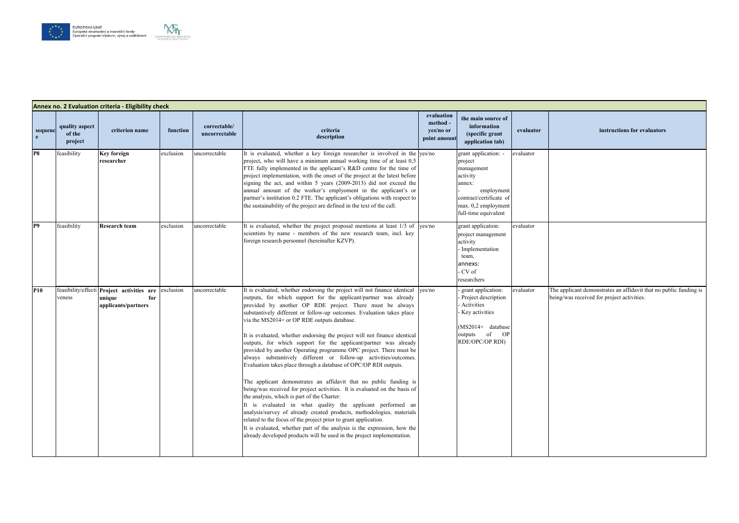## Annex no. 2 Evaluation criteria - Eligibility check

| sequence | quality aspect of the project | criterion name | function | correctable/ uncorrectable | criteria description | evaluation method - yes/no or point amount | the main source of information (specific grant application tab) | evaluator | instructions for evaluators |
|---|---|---|---|---|---|---|---|---|---|
| **P8** | feasibility | **Key foreign researcher** | exclusion | uncorrectable | It is evaluated, whether a key foreign researcher is involved in the project, who will have a minimum annual working time of at least 0,5 FTE fully implemented in the applicant's R&D centre for the time of project implementation, with the onset of the project at the latest before signing the act, and within 5 years (2009-2013) did not exceed the annual amount of the worker's emplyoment in the applicant's or partner's institution 0.2 FTE. The applicant's obligations with respect to the sustainability of the project are defined in the text of the call. | yes/no | grant application: - project management activity annex: - employment contract/certificate of max. 0,2 employment full-time equivalent | evaluator | |
| **P9** | feasibility | **Research team** | exclusion | uncorrectable | It is evaluated, whether the project proposal mentions at least 1/3 of scientists by name - members of the new research team, incl. key foreign research personnel (hereinafter KZVP). | yes/no | grant application: project management activity - Implementation team, annexs: - CV of researchers | evaluator | |
| **P10** | feasibility/effectiveness | **Project activities are unique for applicants/partners** | exclusion | uncorrectable | It is evaluated, whether endorsing the project will not finance identical outputs, for which support for the applicant/partner was already provided by another OP RDE project. There must be always substantively different or follow-up outcomes. Evaluation takes place via the MS2014+ or OP RDE outputs database.<br><br>It is evaluated, whether endorsing the project will not finance identical outputs, for which support for the applicant/partner was already provided by another Operating programme OPC project. There must be always substantively different or follow-up activities/outcomes. Evaluation takes place through a database of OPC/OP RDI outputs.<br><br>The applicant demonstrates an affidavit that no public funding is being/was received for project activities. It is evaluated on the basis of the analysis, which is part of the Charter:<br>It is evaluated in what quality the applicant performed an analysis/survey of already created products, methodologies, materials related to the focus of the project prior to grant application.<br>It is evaluated, whether part of the analysis is the expression, how the already developed products will be used in the project implementation. | yes/no | - grant application:<br>- Project description<br>- Activities<br>- Key activities<br><br>(MS2014+ database outputs of OP RDE/OPC/OP RDI) | evaluator | The applicant demonstrates an affidavit that no public funding is being/was received for project activities. |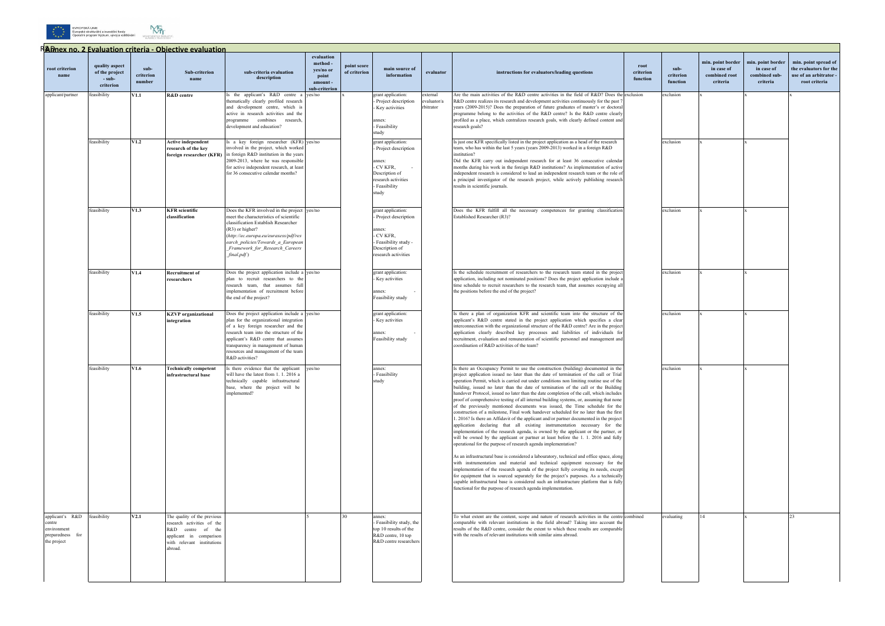# Annex no. 2 Evaluation criteria - Objective evaluation

| root criterion name | quality aspect of the project - sub-criterion | sub-criterion number | Sub-criterion name | sub-criteria evaluation description | evaluation method - yes/no or point amount - sub-criterion | point score of criterion | main source of information | evaluator | instructions for evaluators/leading questions | root criterion function | sub-criterion function | min. point border in case of combined root criteria | min. point border in case of combined sub-criteria | min. point spread of the evaluators for the use of an arbitrator - root criteria |
|---|---|---|---|---|---|---|---|---|---|---|---|---|---|---|
| applicant/partner | feasibility | **V1.1** | **R&D centre** | Is the applicant's R&D centre a thematically clearly profiled research and development centre, which is active in research activities and the programme combines research, development and education? | yes/no | x | grant application: - Project description - Key activities annex: - Feasibility study | external evaluator/arbitrator | Are the main activities of the R&D centre activities in the field of R&D? Does the R&D centre realizes its research and development activities continuously for the past 7 years (2009-2015)? Does the preparation of future graduates of master's or doctoral programme belong to the activities of the R&D centre? Is the R&D centre clearly profiled as a place, which centralizes research goals, with clearly defined content and research goals? | exclusion | exclusion | x | x | x |
| | feasibility | **V1.2** | **Active independent research of the key foreign researcher (KFR)** | Is a key foreign researcher (KFR) involved in the project, which worked in foreign R&D institution in the years 2009-2013, where he was responsible for active independent research, at least for 36 consecutive calendar months? | yes/no | | grant application: - Project description annex: - CV KFR, - Description of research activities - Feasibility study | | Is just one KFR specifically listed in the project application as a head of the research team, who has within the last 5 years (years 2009-2013) worked in a foreign R&D institution? Did the KFR carry out independent research for at least 36 consecutive calendar months during his work in the foreign R&D institutions? As implementation of active independent research is considered to lead an independent research team or the role of a principal investigator of the research project, while actively publishing research results in scientific journals. | | exclusion | x | x | |
| | feasibility | **V1.3** | **KFR scientific classification** | Does the KFR involved in the project meet the characteristics of scientific classification Establish Researcher (R3) or higher? (*http://ec.europa.eu/euraxess/pdf/research_policies/Towards_a_European_Framework_for_Research_Careers_final.pdf*) | yes/no | | grant application: - Project description annex: - CV KFR, - Feasibility study - Description of research activities | | Does the KFR fulfill all the necessary competences for granting classification Established Researcher (R3)? | | exclusion | x | x | |
| | feasibility | **V1.4** | **Recruitment of researchers** | Does the project application include a plan to recruit researchers to the research team, that assumes full implementation of recruitment before the end of the project? | yes/no | | grant application: - Key activities annex: - Feasibility study | | Is the schedule recruitment of researchers to the research team stated in the project application, including not nominated positions? Does the project application include a time schedule to recruit researchers to the research team, that assumes occupying all the positions before the end of the project? | | exclusion | x | x | |
| | feasibility | **V1.5** | **KZVP organizational integration** | Does the project application include a plan for the organizational integration of a key foreign researcher and the research team into the structure of the applicant's R&D centre that assumes transparency in management of human resources and management of the team R&D activities? | yes/no | | grant application: - Key activities annex: - Feasibility study | | Is there a plan of organization KFR and scientific team into the structure of the applicant's R&D centre stated in the project application which specifies a clear interconnection with the organizational structure of the R&D centre? Are in the project application clearly described key processes and liabilities of individuals for recruitment, evaluation and remuneration of scientific personnel and management and coordination of R&D activities of the team? | | exclusion | x | x | |
| | feasibility | **V1.6** | **Technically competent infrastructural base** | Is there evidence that the applicant will have the latest from 1. 1. 2016 a technically capable infrastructural base, where the project will be implemented? | yes/no | | annex: - Feasibility study | | Is there an Occupancy Permit to use the construction (building) documented in the project application issued no later than the date of termination of the call or Trial operation Permit, which is carried out under conditions non limiting routine use of the building, issued no later than the date of termination of the call or the Building handover Protocol, issued no later than the date completion of the call, which includes proof of comprehensive testing of all internal building systems, or, assuming that none of the previously mentioned documents was issued, the Time schedule for the construction of a milestone, Final work handover scheduled for no later than the first 1. 2016? Is there an Affidavit of the applicant and/or partner documented in the project application declaring that all existing instrumentation necessary for the implementation of the research agenda, is owned by the applicant or the partner, or will be owned by the applicant or partner at least before the 1. 1. 2016 and fully operational for the purpose of research agenda implementation? As an infrastructural base is considered a labouratory, technical and office space, along with instrumentation and material and technical equipment necessary for the implementation of the research agenda of the project fully covering its needs, except for equipment that is sourced separately for the project's purposes. As a technically capable infrastructural base is considered such an infrastructure platform that is fully functional for the purpose of research agenda implementation. | | exclusion | x | x | |
| applicant's R&D centre environment preparedness for the project | feasibility | **V2.1** | The quality of the previous research activities of the R&D centre of the applicant in comparison with relevant institutions abroad. | | 5 | 30 | annex: - Feasibility study, the top 10 results of the R&D centre, 10 top R&D centre researchers | | To what extent are the content, scope and nature of research activities in the centre comparable with relevant institutions in the field abroad? Taking into account the results of the R&D centre, consider the extent to which these results are comparable with the results of relevant institutions with similar aims abroad. | combined | evaluating | 14 | x | 23 |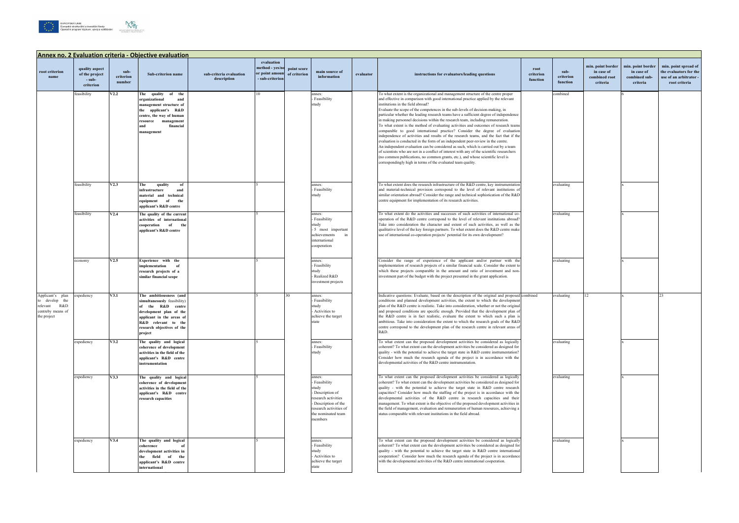## Annex no. 2 Evaluation criteria - Objective evaluation

| root criterion name | quality aspect of the project - sub-criterion | sub-criterion number | Sub-criterion name | sub-criteria evaluation description | evaluation method - yes/no or point amount - sub-criterion | point score of criterion | main source of information | evaluator | instructions for evaluators/leading questions | root criterion function | sub-criterion function | min. point border in case of combined root criteria | min. point border in case of combined sub-criteria | min. point spread of the evaluators for the use of an arbitrator - root criteria |
|---|---|---|---|---|---|---|---|---|---|---|---|---|---|---|
| | feasibility | V2.2 | **The quality of the organizational and management structure of the applicant's R&D centre, the way of human resource management and financial management** | | 10 | | annex: - Feasibility study | | To what extent is the organizational and management structure of the centre proper and effective in comparison with good international practice applied by the relevant institutions in the field abroad? Evaluate the scope of the competences in the sub-levels of decision-making, in particular whether the leading research teams have a sufficient degree of independence in making personnel decisions within the research team, including remuneration. To what extent is the method of evaluating activities and outcomes of research teams comparable to good international practice? Consider the degree of evaluation independence of activities and results of the research teams, and the fact that if the evaluation is conducted in the form of an independent peer-review in the centre. An independent evaluation can be considered as such, which is carried out by a team of scientists who are not in a conflict of interest with any of the scientific researchers (no common publications, no common grants, etc.), and whose scientific level is correspondingly high in terms of the evaluated team quality. | | combined | | 6 | |
| | feasibility | V2.3 | **The quality of infrastructure and material and technical equipment of the applicant's R&D centre** | | 5 | | annex: - Feasibility study | | To what extent does the research infrastructure of the R&D centre, key instrumentation and material-technical provision correspond to the level of relevant institutions of similar orientation abroad? Consider the range and technical sophistication of the R&D centre equipment for implementation of its research activities. | | evaluating | | x | |
| | feasibility | V2.4 | **The quality of the current activities of international cooperation of the applicant's R&D centre** | | 5 | | annex: - Feasibility study - 5 most important achievements in international cooperation | | To what extent do the activities and successes of such activities of international co-operation of the R&D centre correspond to the level of relevant institutions abroad? Take into consideration the character and extent of such activities, as well as the qualitative level of the key foreign partners. To what extent does the R&D centre make use of international co-operation projects' potential for its own development? | | evaluating | | x | |
| | economy | V2.5 | **Experience with the implementation of research projects of a similar financial scope** | | 5 | | annex: - Feasibility study - Realized R&D investment projects | | Consider the range of experience of the applicant and/or partner with the implementation of research projects of a similar financial scale. Consider the extent to which these projects comparable in the amount and ratio of investment and non-investment part of the budget with the project presented in the grant application. | | evaluating | | x | |
| Applicant's plan to develop the relevant R&D centreby means of the project | expediency | V3.1 | **The ambitiousness (and simultaneously** feasibility) **of the R&D centre development plan of the applicant in the areas of R&D relevant to the research objectives of the project** | | 5 | 30 | annex: - Feasibility study - Activities to achieve the target state | | Indicative questions: Evaluate, based on the description of the original and proposed conditions and planned development activities, the extent to which the development plan of the R&D centre is realistic. Take into consideration, whether or not the original and proposed conditions are specific enough. Provided that the development plan of the R&D centre is in fact realistic, evaluate the extent to which such a plan is ambitious. Take into consideration the extent to which the research goals of the R&D centre correspond to the development plan of the research centre in relevant areas of R&D. | combined | evaluating | 12 | x | 23 |
| | expediency | V3.2 | **The quality and logical coherence of development activities in the field of the applicant's R&D centre instrumentation** | | 5 | | annex: - Feasibility study | | To what extent can the proposed development activities be considered as logically coherent? To what extent can the development activities be considered as designed for quality - with the potential to achieve the target state in R&D centre instrumentation? Consider how much the research agenda of the project is in accordance with the developmental activities of the R&D centre instrumentation. | | evaluating | | x | |
| | expediency | V3.3 | **The quality and logical coherence of development activities in the field of the applicant's R&D centre research capacities** | | 5 | | annex: - Feasibility study - Description of research activities - Description of the research activities of the nominated team members | | To what extent can the proposed development activities be considered as logically coherent? To what extent can the development activities be considered as designed for quality - with the potential to achieve the target state in R&D centre research capacities? Consider how much the staffing of the project is in accordance with the developmental activities of the R&D centre in research capacities and their management. To what extent is the objective of the proposed development activities in the field of management, evaluation and remuneration of human resources, achieving a status comparable with relevant institutions in the field abroad. | | evaluating | | x | |
| | expediency | V3.4 | **The quality and logical coherence of development activities in the field of the applicant's R&D centre international** | | 5 | | annex: - Feasibility study - Activities to achieve the target state | | To what extent can the proposed development activities be considered as logically coherent? To what extent can the development activities be considered as designed for quality - with the potential to achieve the target state in R&D centre international cooperation? Consider how much the research agenda of the project is in accordance with the developmental activities of the R&D centre international cooperation. | | evaluating | | x | |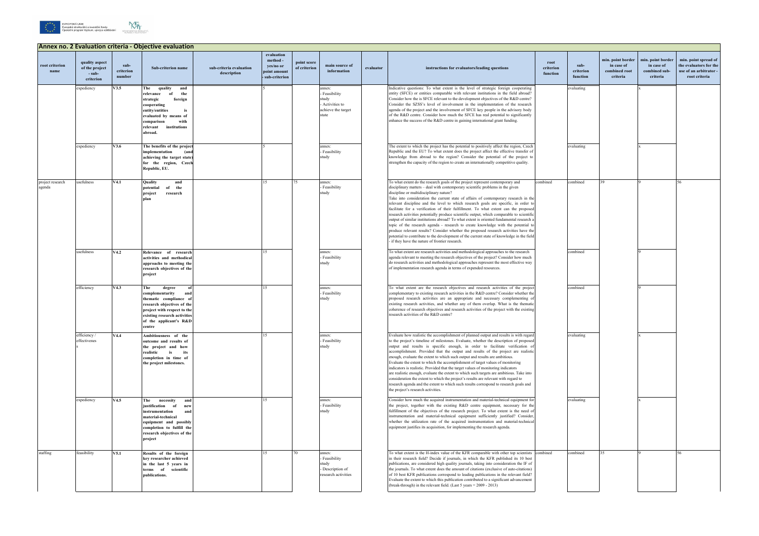## Annex no. 2 Evaluation criteria - Objective evaluation

| root criterion name | quality aspect of the project - sub-criterion | sub-criterion number | Sub-criterion name | sub-criteria evaluation description | evaluation method - yes/no or point amount - sub-criterion | point score of criterion | main source of information | evaluator | instructions for evaluators/leading questions | root criterion function | sub-criterion function | min. point border in case of combined root criteria | min. point border in case of combined sub-criteria | min. point spread of the evaluators for the use of an arbitrator - root criteria |
|---|---|---|---|---|---|---|---|---|---|---|---|---|---|---|
| | expediency | V3.5 | The quality and relevance of the strategic foreign cooperating entity/entities is evaluated by means of comparison with relevant institutions abroad. | | 5 | | annex: - Feasibility study - Activities to achieve the target state | | Indicative questions: To what extent is the level of strategic foreign cooperating entity (SFCE) or entities comparable with relevant institutions in the field abroad? Consider how the is SFCE relevant to the development objectives of the R&D centre? Consider the SZSS's level of involvement in the implementation of the research agenda of the project and the involvement of SFCE key people in the advisory body of the R&D centre. Consider how much the SFCE has real potential to significantly enhance the success of the R&D centre in gaining international grant funding. | | evaluating | | x | |
| | expediency | V3.6 | The benefits of the project implementation (and achieving the target state) for the region, Czech Republic, EU. | | 5 | | annex: - Feasibility study | | The extent to which the project has the potential to positively affect the region, Czech Republic and the EU? To what extent does the project affect the effective transfer of knowledge from abroad to the region? Consider the potential of the project to strengthen the capacity of the region to create an internationally competitive quality. | | evaluating | | x | |
| project research agenda | usefulness | V4.1 | Quality and potential of the project research plan | | 15 | 75 | annex: - Feasibility study | | To what extent do the research goals of the project represent contemporary and disciplinary matters – deal with contemporary scientific problems in the given discipline or multidisciplinary nature? Take into consideration the current state of affairs of contemporary research in the relevant discipline and the level to which research goals are specific, in order to facilitate for a verification of their fulfillment. To what extent can the proposed research activities potentially produce scientific output, which comparable to scientific output of similar institutions abroad? To what extent is oriented fundamental research a topic of the research agenda - research to create knowledge with the potential to produce relevant results? Consider whether the proposed research activities have the potential to contribute to the development of the current state of knowledge in the field - if they have the nature of frontier research. | combined | combined | 39 | 9 | 56 |
| | usefulness | V4.2 | Relevance of research activities and methodological approachs to meeting the research objectives of the project | | 15 | | annex: - Feasibility study | | To what extent are research activities and methodological approaches to the research agenda relevant to meeting the research objectives of the project? Consider how much do research activities and methodological approaches represent the most effective way of implementation research agenda in terms of expended resources. | | combined | | 9 | |
| | efficiency | V4.3 | The degree of complementarity and thematic compliance of research objectives of the project with respect to the existing research activities of the applicant's R&D centre | | 15 | | annex: - Feasibility study | | To what extent are the research objectives and research activities of the project complementary to existing research activities in the R&D centre? Consider whether the proposed research activities are an appropriate and necessary complementing of existing research activities, and whether any of them overlap. What is the thematic coherence of research objectives and research activities of the project with the existing research activities of the R&D centre? | | combined | | 9 | |
| | efficiency / effectivenes s | V4.4 | Ambitiousness of the outcome and results of the project and how realistic is its completion in time of the project milestones. | | 15 | | annex: - Feasibility study | | Evaluate how realistic the accomplishment of planned output and results is with regard to the project's timeline of milestones. Evaluate, whether the description of proposed output and results is specific enough, in order to facilitate verification of accomplishment. Provided that the output and results of the project are realistic enough, evaluate the extent to which such output and results are ambitious. Evaluate the extent to which the accomplishment of target values of monitoring indicators is realistic. Provided that the target values of monitoring indicators are realistic enough, evaluate the extent to which such targets are ambitious. Take into consideration the extent to which the project's results are relevant with regard to research agenda and the extent to which such results correspond to research goals and the project's research activities. | | evaluating | | x | |
| | expediency | V4.5 | The necessity and justification of new instrumentation and material-technical equipment and possibly completion to fulfill the research objectives of the project | | 15 | | annex: - Feasibility study | | Consider how much the acquired instrumentation and material-technical equipment for the project, together with the existing R&D centre equipment, necessary for the fulfillment of the objectives of the research project. To what extent is the need of instrumentation and material-technical equipment sufficiently justified? Consider, whether the utilization rate of the acquired instrumentation and material-technical equipment justifies its acquisition, for implementing the research agenda. | | evaluating | | x | |
| staffing | feasibility | V5.1 | Results of the foreign key researcher achieved in the last 5 years in terms of scientific publications. | | 15 | 70 | annex: - Feasibility study - Description of research activities | | To what extent is the H-index value of the KFR comparable with other top scientists in their research field? Decide if journals, in which the KFR published its 10 best publications, are considered high quality journals, taking into consideration the IF of the journals. To what extent does the amount of citations (exclusive of auto-citations) of 10 best KFR publications correspond to leading publications in the relevant field? Evaluate the extent to which this publication contributed to a significant advancement (break-through) in the relevant field. (Last 5 years = 2009 - 2013) | combined | combined | 35 | 9 | 56 |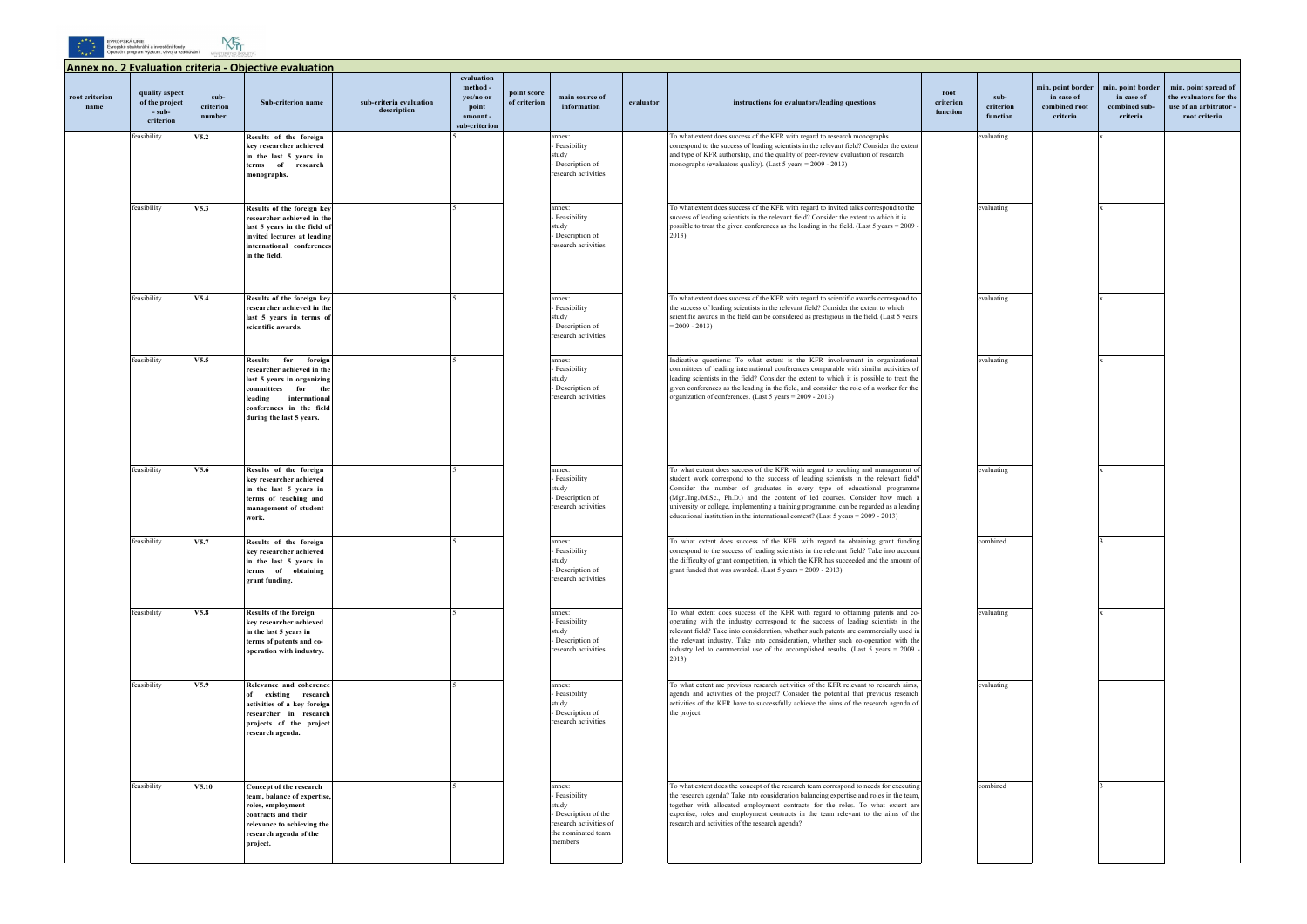## Annex no. 2 Evaluation criteria - Objective evaluation

| root criterion name | quality aspect of the project - sub-criterion | sub-criterion number | Sub-criterion name | sub-criteria evaluation description | evaluation method - yes/no or point amount - sub-criterion | point score of criterion | main source of information | evaluator | instructions for evaluators/leading questions | root criterion function | sub-criterion function | min. point border in case of combined root criteria | min. point border in case of combined sub-criteria | min. point spread of the evaluators for the use of an arbitrator - root criteria |
|---|---|---|---|---|---|---|---|---|---|---|---|---|---|---|
| | feasibility | V5.2 | **Results of the foreign key researcher achieved in the last 5 years in terms of research monographs.** | | 5 | | annex: - Feasibility study - Description of research activities | | To what extent does success of the KFR with regard to research monographs correspond to the success of leading scientists in the relevant field? Consider the extent and type of KFR authorship, and the quality of peer-review evaluation of research monographs (evaluators quality). (Last 5 years = 2009 - 2013) | | evaluating | | x | |
| | feasibility | V5.3 | **Results of the foreign key researcher achieved in the last 5 years in the field of invited lectures at leading international conferences in the field.** | | 5 | | annex: - Feasibility study - Description of research activities | | To what extent does success of the KFR with regard to invited talks correspond to the success of leading scientists in the relevant field? Consider the extent to which it is possible to treat the given conferences as the leading in the field. (Last 5 years = 2009 - 2013) | | evaluating | | x | |
| | feasibility | V5.4 | **Results of the foreign key researcher achieved in the last 5 years in terms of scientific awards.** | | 5 | | annex: - Feasibility study - Description of research activities | | To what extent does success of the KFR with regard to scientific awards correspond to the success of leading scientists in the relevant field? Consider the extent to which scientific awards in the field can be considered as prestigious in the field. (Last 5 years = 2009 - 2013) | | evaluating | | x | |
| | feasibility | V5.5 | **Results for foreign researcher achieved in the last 5 years in organizing committees for the leading international conferences in the field during the last 5 years.** | | 5 | | annex: - Feasibility study - Description of research activities | | Indicative questions: To what extent is the KFR involvement in organizational committees of leading international conferences comparable with similar activities of leading scientists in the field? Consider the extent to which it is possible to treat the given conferences as the leading in the field, and consider the role of a worker for the organization of conferences. (Last 5 years = 2009 - 2013) | | evaluating | | x | |
| | feasibility | V5.6 | **Results of the foreign key researcher achieved in the last 5 years in terms of teaching and management of student work.** | | 5 | | annex: - Feasibility study - Description of research activities | | To what extent does success of the KFR with regard to teaching and management of student work correspond to the success of leading scientists in the relevant field? Consider the number of graduates in every type of educational programme (Mgr./Ing./M.Sc., Ph.D.) and the content of led courses. Consider how much a university or college, implementing a training programme, can be regarded as a leading educational institution in the international context? (Last 5 years = 2009 - 2013) | | evaluating | | x | |
| | feasibility | V5.7 | **Results of the foreign key researcher achieved in the last 5 years in terms of obtaining grant funding.** | | 5 | | annex: - Feasibility study - Description of research activities | | To what extent does success of the KFR with regard to obtaining grant funding correspond to the success of leading scientists in the relevant field? Take into account the difficulty of grant competition, in which the KFR has succeeded and the amount of grant funded that was awarded. (Last 5 years = 2009 - 2013) | | combined | | 3 | |
| | feasibility | V5.8 | **Results of the foreign key researcher achieved in the last 5 years in terms of patents and co-operation with industry.** | | 5 | | annex: - Feasibility study - Description of research activities | | To what extent does success of the KFR with regard to obtaining patents and co-operating with the industry correspond to the success of leading scientists in the relevant field? Take into consideration, whether such patents are commercially used in the relevant industry. Take into consideration, whether such co-operation with the industry led to commercial use of the accomplished results. (Last 5 years = 2009 - 2013) | | evaluating | | x | |
| | feasibility | V5.9 | **Relevance and coherence of existing research activities of a key foreign researcher in research projects of the project research agenda.** | | 5 | | annex: - Feasibility study - Description of research activities | | To what extent are previous research activities of the KFR relevant to research aims, agenda and activities of the project? Consider the potential that previous research activities of the KFR have to successfully achieve the aims of the research agenda of the project. | | evaluating | | | |
| | feasibility | V5.10 | **Concept of the research team, balance of expertise, roles, employment contracts and their relevance to achieving the research agenda of the project.** | | 5 | | annex: - Feasibility study - Description of the research activities of the nominated team members | | To what extent does the concept of the research team correspond to needs for executing the research agenda? Take into consideration balancing expertise and roles in the team, together with allocated employment contracts for the roles. To what extent are expertise, roles and employment contracts in the team relevant to the aims of the research and activities of the research agenda? | | combined | | 3 | |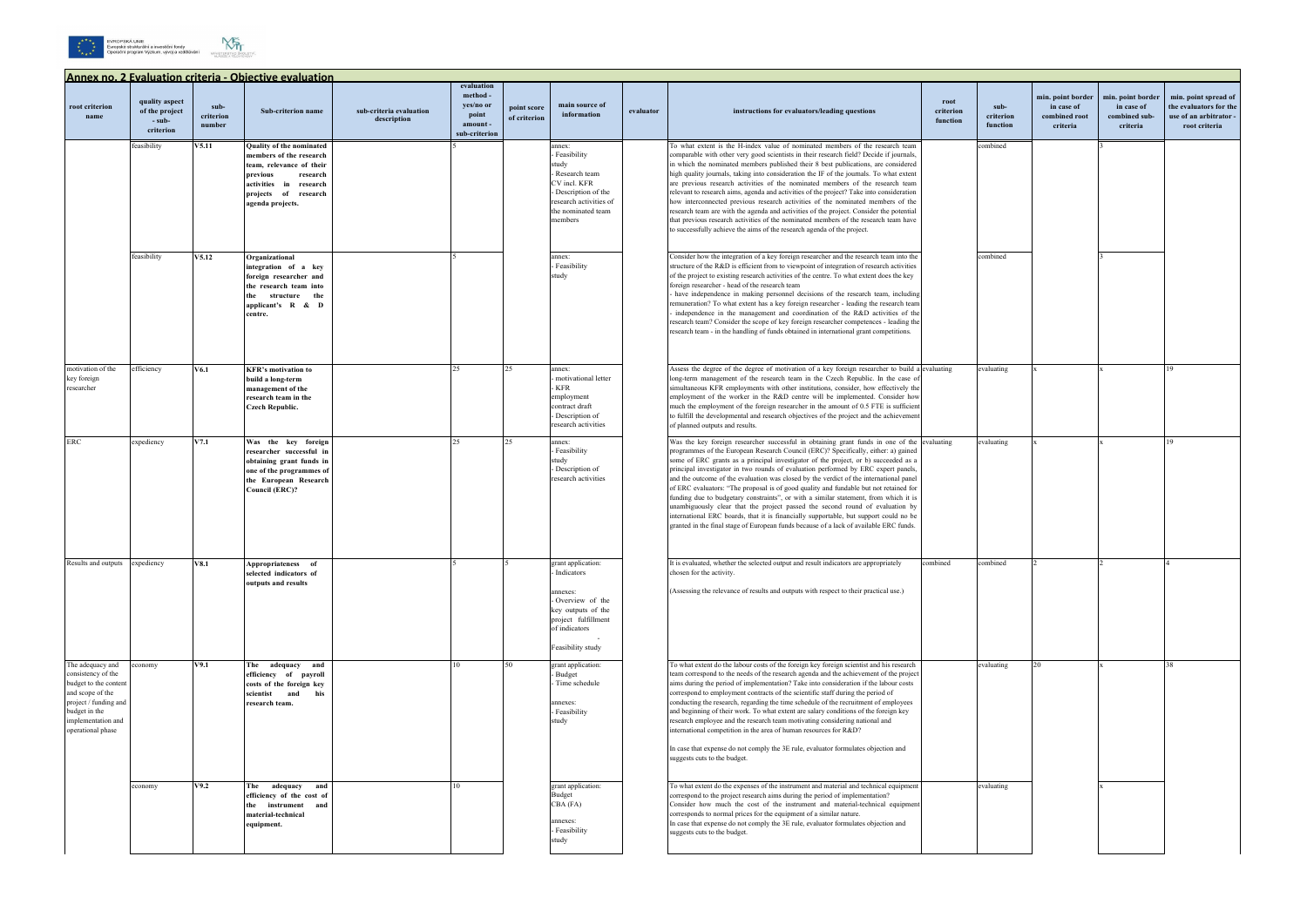## Annex no. 2 Evaluation criteria - Objective evaluation

| root criterion name | quality aspect of the project - sub-criterion | sub-criterion number | Sub-criterion name | sub-criteria evaluation description | evaluation method - yes/no or point amount - sub-criterion | point score of criterion | main source of information | evaluator | instructions for evaluators/leading questions | root criterion function | sub-criterion function | min. point border in case of combined root criteria | min. point border in case of combined sub-criteria | min. point spread of the evaluators for the use of an arbitrator - root criteria |
|---|---|---|---|---|---|---|---|---|---|---|---|---|---|---|
| | feasibility | V5.11 | **Quality of the nominated members of the research team, relevance of their previous research activities in research projects of research agenda projects.** | | 5 | | annex: - Feasibility study - Research team CV incl. KFR - Description of the research activities of the nominated team members | | To what extent is the H-index value of nominated members of the research team comparable with other very good scientists in their research field? Decide if journals, in which the nominated members published their 8 best publications, are considered high quality journals, taking into consideration the IF of the journals. To what extent are previous research activities of the nominated members of the research team relevant to research aims, agenda and activities of the project? Take into consideration how interconnected previous research activities of the nominated members of the research team are with the agenda and activities of the project. Consider the potential that previous research activities of the nominated members of the research team have to successfully achieve the aims of the research agenda of the project. | | combined | | 3 | |
| | feasibility | V5.12 | **Organizational integration of a key foreign researcher and the research team into the structure the applicant's R & D centre.** | | 5 | | annex: - Feasibility study | | Consider how the integration of a key foreign researcher and the research team into the structure of the R&D is efficient from to viewpoint of integration of research activities of the project to existing research activities of the centre. To what extent does the key foreign researcher - head of the research team - have independence in making personnel decisions of the research team, including remuneration? To what extent has a key foreign researcher - leading the research team - independence in the management and coordination of the R&D activities of the research team? Consider the scope of key foreign researcher competences - leading the research team - in the handling of funds obtained in international grant competitions. | | combined | | 3 | |
| motivation of the key foreign researcher | efficiency | V6.1 | **KFR's motivation to build a long-term management of the research team in the Czech Republic.** | | 25 | 25 | annex: - motivational letter - KFR employment contract draft - Description of research activities | | Assess the degree of the degree of motivation of a key foreign researcher to build a long-term management of the research team in the Czech Republic. In the case of simultaneous KFR employments with other institutions, consider, how effectively the employment of the worker in the R&D centre will be implemented. Consider how much the employment of the foreign researcher in the amount of 0.5 FTE is sufficient to fulfill the developmental and research objectives of the project and the achievement of planned outputs and results. | evaluating | evaluating | x | x | 19 |
| ERC | expediency | V7.1 | **Was the key foreign researcher successful in obtaining grant funds in one of the programmes of the European Research Council (ERC)?** | | 25 | 25 | annex: - Feasibility study - Description of research activities | | Was the key foreign researcher successful in obtaining grant funds in one of the programmes of the European Research Council (ERC)? Specifically, either: a) gained some of ERC grants as a principal investigator of the project, or b) succeeded as a principal investigator in two rounds of evaluation performed by ERC expert panels, and the outcome of the evaluation was closed by the verdict of the international panel of ERC evaluators: "The proposal is of good quality and fundable but not retained for funding due to budgetary constraints", or with a similar statement, from which it is unambiguously clear that the project passed the second round of evaluation by international ERC boards, that it is financially supportable, but support could no be granted in the final stage of European funds because of a lack of available ERC funds. | evaluating | evaluating | x | x | 19 |
| Results and outputs | expediency | V8.1 | **Appropriateness of selected indicators of outputs and results** | | 5 | 5 | grant application: - Indicators annexes: - Overview of the key outputs of the project fulfillment of indicators - Feasibility study | | It is evaluated, whether the selected output and result indicators are appropriately chosen for the activity. (Assessing the relevance of results and outputs with respect to their practical use.) | combined | combined | 2 | 2 | 4 |
| The adequacy and consistency of the budget to the content and scope of the project / funding and budget in the implementation and operational phase | economy | V9.1 | **The adequacy and efficiency of payroll costs of the foreign key scientist and his research team.** | | 10 | 50 | grant application: - Budget - Time schedule annexes: - Feasibility study | | To what extent do the labour costs of the foreign key foreign scientist and his research team correspond to the needs of the research agenda and the achievement of the project aims during the period of implementation? Take into consideration if the labour costs correspond to employment contracts of the scientific staff during the period of conducting the research, regarding the time schedule of the recruitment of employees and beginning of their work. To what extent are salary conditions of the foreign key research employee and the research team motivating considering national and international competition in the area of human resources for R&D? In case that expense do not comply the 3E rule, evaluator formulates objection and suggests cuts to the budget. | | evaluating | 20 | x | 38 |
| | economy | V9.2 | **The adequacy and efficiency of the cost of the instrument and material-technical equipment.** | | 10 | | grant application: Budget CBA (FA) annexes: - Feasibility study | | To what extent do the expenses of the instrument and material and technical equipment correspond to the project research aims during the period of implementation? Consider how much the cost of the instrument and material-technical equipment corresponds to normal prices for the equipment of a similar nature. In case that expense do not comply the 3E rule, evaluator formulates objection and suggests cuts to the budget. | | evaluating | | x | |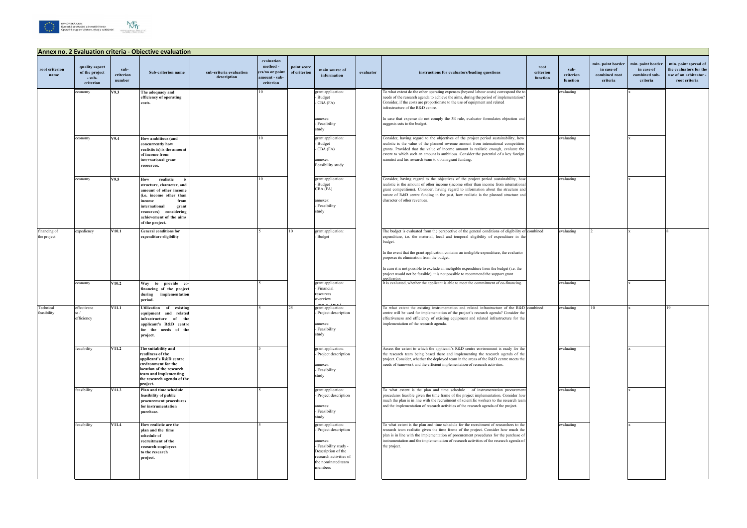## Annex no. 2 Evaluation criteria - Objective evaluation

| root criterion name | quality aspect of the project - sub-criterion | sub-criterion number | Sub-criterion name | sub-criteria evaluation description | evaluation method - yes/no or point amount - sub-criterion | point score of criterion | main source of information | evaluator | instructions for evaluators/leading questions | root criterion function | sub-criterion function | min. point border in case of combined root criteria | min. point border in case of combined sub-criteria | min. point spread of the evaluators for the use of an arbitrator - root criteria |
|---|---|---|---|---|---|---|---|---|---|---|---|---|---|---|
| | economy | V9.3 | **The adequacy and efficiency of operating costs.** | | 10 | | grant application: - Budget - CBA (FA) annexes: - Feasibility study | | To what extent do the other operating expenses (beyond labour costs) correspond the to needs of the research agenda to achieve the aims, during the period of implementation? Consider, if the costs are proportionate to the use of equipment and related infrastructure of the R&D centre. In case that expense do not comply the 3E rule, evaluator formulates objection and suggests cuts to the budget. | | evaluating | | x | |
| | economy | V9.4 | **How ambitious (and concurrently how realistic is) is the amount of income from international grant resources.** | | 10 | | grant application: - Budget - CBA (FA) annexes: Feasibility study | | Consider, having regard to the objectives of the project period sustainability, how realistic is the value of the planned revenue amount from international competition grants. Provided that the value of income amount is realistic enough, evaluate the extent to which such an amount is ambitious. Consider the potential of a key foreign scientist and his research team to obtain grant funding. | | evaluating | | x | |
| | economy | V9.5 | **How realistic is structure, character, and amount of other income (i.e. income other than income from international grant resources) considering achievement of the aims of the project.** | | 10 | | grant application: - Budget CBA (FA) annexes: - Feasibility study | | Consider, having regard to the objectives of the project period sustainability, how realistic is the amount of other income (income other than income from international grant competitions). Consider, having regard to information about the structure and nature of R&D centre funding in the past, how realistic is the planned structure and character of other revenues. | | evaluating | | x | |
| financing of the project | expediency | V10.1 | **General conditions for expenditure eligibility** | | 5 | 10 | grant application: - Budget | | The budget is evaluated from the perspective of the general conditions of eligibility of expenditure, i.e. the material, local and temporal eligibility of expenditure in the budget. In the event that the grant application contains an ineligible expenditure, the evaluator proposes its elimination from the budget. In case it is not possible to exclude an ineligible expenditure from the budget (i.e. the project would not be feasible), it is not possible to recommend the support grant application. | combined | evaluating | 2 | x | 8 |
| | economy | V10.2 | **Way to provide co-financing of the project during implementation period.** | | 5 | | grant application: - Financial resources overview - CBA (FA) | | It is evaluated, whether the applicant is able to meet the commitment of co-financing. | | evaluating | | x | |
| Technical feasibility | effectiveness / efficiency | V11.1 | **Utilization of existing equipment and related infrastructure of the applicant's R&D centre for the needs of the project.** | | 5 | 25 | grant application: - Project description annexes: - Feasibility study | | To what extent the existing instrumentation and related infrastructure of the R&D centre will be used for implementation of the project's research agenda? Consider the effectiveness and efficiency of existing equipment and related infrastructure for the implementation of the research agenda. | combined | evaluating | 10 | x | 19 |
| | feasibility | V11.2 | **The suitability and readiness of the applicant's R&D centre environment for the location of the research team and implementing the research agenda of the project.** | | 5 | | grant application: - Project description annexes: - Feasibility study | | Assess the extent to which the applicant's R&D centre environment is ready for the the research team being based there and implementing the research agenda of the project. Consider, whether the deployed team in the areas of the R&D centre meets the needs of teamwork and the efficient implementation of research activities. | | evaluating | | x | |
| | feasibility | V11.3 | **Plan and time schedule feasibility of public procurement procedures for instrumentation purchase.** | | 5 | | grant application: - Project description annexes: - Feasibility study | | To what extent is the plan and time schedule of instrumentation procurement procedures feasible given the time frame of the project implementation. Consider how much the plan is in line with the recruitment of scientific workers to the research team and the implementation of research activities of the research agenda of the project. | | evaluating | | x | |
| | feasibility | V11.4 | **How realistic are the plan and the time schedule of recruitment of the research employees to the research project.** | | 5 | | grant application: - Project description annexes: - Feasibility study - Description of the research activities of the nominated team members | | To what extent is the plan and time schedule for the recruitment of researchers to the research team realistic given the time frame of the project. Consider how much the plan is in line with the implementation of procurement procedures for the purchase of instrumentation and the implementation of research activities of the research agenda of the project. | | evaluating | | x | |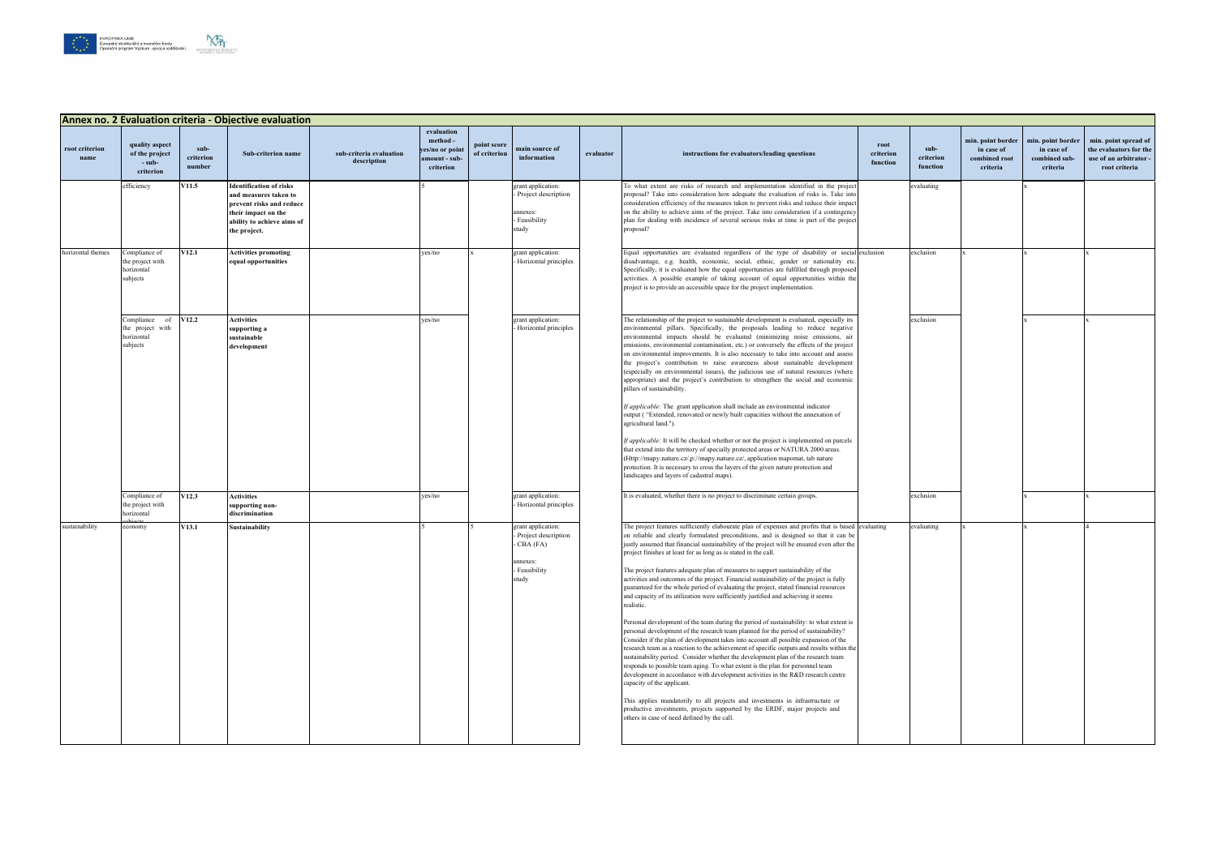## Annex no. 2 Evaluation criteria - Objective evaluation

| root criterion name | quality aspect of the project - sub-criterion | sub-criterion number | Sub-criterion name | sub-criteria evaluation description | evaluation method - yes/no or point amount - sub-criterion | point score of criterion | main source of information | evaluator | instructions for evaluators/leading questions | root criterion function | sub-criterion function | min. point border in case of combined root criteria | min. point border in case of combined sub-criteria | min. point spread of the evaluators for the use of an arbitrator - root criteria |
|---|---|---|---|---|---|---|---|---|---|---|---|---|---|---|
| | efficiency | V11.5 | **Identification of risks and measures taken to prevent risks and reduce their impact on the ability to achieve aims of the project.** | | 5 | | grant application: - Project description annexes: - Feasibility study | | To what extent are risks of research and implementation identified in the project proposal? Take into consideration how adequate the evaluation of risks is. Take into consideration efficiency of the measures taken to prevent risks and reduce their impact on the ability to achieve aims of the project. Take into consideration if a contingency plan for dealing with incidence of several serious risks at time is part of the project proposal? | | evaluating | | x | |
| horizontal themes | Compliance of the project with horizontal subjects | V12.1 | **Activities promoting equal opportunities** | | yes/no | x | grant application: - Horizontal principles | | Equal opportunities are evaluated regardless of the type of disability or social disadvantage, e.g. health, economic, social, ethnic, gender or nationality etc. Specifically, it is evaluated how the equal opportunities are fulfilled through proposed activities. A possible example of taking account of equal opportunities within the project is to provide an accessible space for the project implementation. | exclusion | exclusion | x | x | x |
| | Compliance of the project with horizontal subjects | V12.2 | **Activities supporting a sustainable development** | | yes/no | | grant application: - Horizontal principles | | The relationship of the project to sustainable development is evaluated, especially its environmental pillars. Specifically, the proposals leading to reduce negative environmental impacts should be evaluated (minimizing noise emissions, air emissions, environmental contamination, etc.) or conversely the effects of the project on environmental improvements. It is also necessary to take into account and assess the project's contribution to raise awareness about sustainable development (especially on environmental issues), the judicious use of natural resources (where appropriate) and the project's contribution to strengthen the social and economic pillars of sustainability. *If applicable:* The grant application shall include an environmental indicator output ( "Extended, renovated or newly built capacities without the annexation of agricultural land."). *If applicable:* It will be checked whether or not the project is implemented on parcels that extend into the territory of specially protected areas or NATURA 2000 areas. (Http://mapy.nature.cz/.p://mapy.nature.cz/, application mapomat, tab nature protection. It is necessary to cross the layers of the given nature protection and landscapes and layers of cadastral maps). | | exclusion | | x | x |
| | Compliance of the project with horizontal subjects | V12.3 | **Activities supporting non-discrimination** | | yes/no | | grant application: - Horizontal principles | | It is evaluated, whether there is no project to discriminate certain groups. | | exclusion | | x | x |
| sustainability | economy | V13.1 | **Sustainability** | | 5 | 5 | grant application: - Project description - CBA (FA) annexes: - Feasibility study | | The project features sufficiently elabourate plan of expenses and profits that is based on reliable and clearly formulated preconditions, and is designed so that it can be justly assumed that financial sustainability of the project will be ensured even after the project finishes at least for as long as is stated in the call. The project features adequate plan of measures to support sustainability of the activities and outcomes of the project. Financial sustainability of the project is fully guaranteed for the whole period of evaluating the project, stated financial resources and capacity of its utilization were sufficiently justified and achieving it seems realistic. Personal development of the team during the period of sustainability: to what extent is personal development of the research team planned for the period of sustainability? Consider if the plan of development takes into account all possible expansion of the research team as a reaction to the achievement of specific outputs and results within the sustainability period. Consider whether the development plan of the research team responds to possible team aging. To what extent is the plan for personnel team development in accordance with development activities in the R&D research centre capacity of the applicant. This applies mandatorily to all projects and investments in infrastructure or productive investments, projects supported by the ERDF, major projects and others in case of need defined by the call. | evaluating | evaluating | x | x | 4 |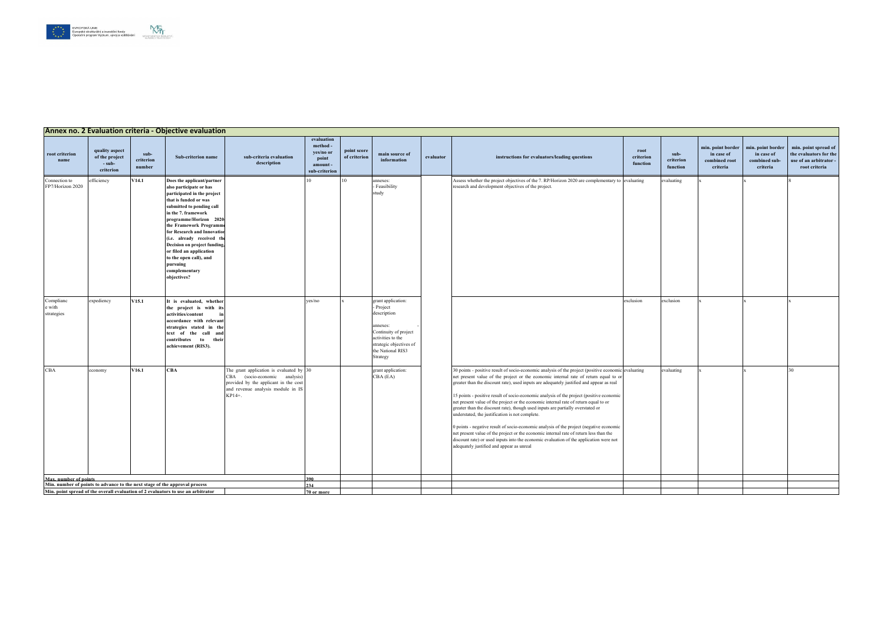## Annex no. 2 Evaluation criteria - Objective evaluation

| root criterion name | quality aspect of the project - sub-criterion | sub-criterion number | Sub-criterion name | sub-criteria evaluation description | evaluation method - yes/no or point amount - sub-criterion | point score of criterion | main source of information | evaluator | instructions for evaluators/leading questions | root criterion function | sub-criterion function | min. point border in case of combined root criteria | min. point border in case of combined sub-criteria | min. point spread of the evaluators for the use of an arbitrator - root criteria |
|---|---|---|---|---|---|---|---|---|---|---|---|---|---|---|
| Connection to FP7/Horizon 2020 | efficiency | V14.1 | **Does the applicant/partner also participate or has participated in the project that is funded or was submitted to pending call in the 7. framework programme/Horizon 2020-the Framework Programme for Research and Innovation (i.e. already received the Decision on project funding, or filed an application to the open call), and pursuing complementary objectives?** | | 10 | 10 | annexes: - Feasibility study | | Assess whether the project objectives of the 7. RP/Horizon 2020 are complementary to research and development objectives of the project. | evaluating | evaluating | x | x | 8 |
| Compliance with strategies | expediency | V15.1 | **It is evaluated, whether the project is with its activities/content in accordance with relevant strategies stated in the text of the call and contributes to their achievement (RIS3).** | | yes/no | x | grant application: - Project description annexes: - Continuity of project activities to the strategic objectives of the National RIS3 Strategy | | | exclusion | exclusion | x | x | x |
| CBA | economy | V16.1 | **CBA** | The grant application is evaluated by CBA (socio-economic analysis) provided by the applicant in the cost and revenue analysis module in IS KP14+. | 30 | | grant application: CBA (EA) | | 30 points - positive result of socio-economic analysis of the project (positive economic net present value of the project or the economic internal rate of return equal to or greater than the discount rate), used inputs are adequately justified and appear as real<br><br>15 points - positive result of socio-economic analysis of the project (positive economic net present value of the project or the economic internal rate of return equal to or greater than the discount rate), though used inputs are partially overstated or understated, the justification is not complete.<br><br>0 points - negative result of socio-economic analysis of the project (negative economic net present value of the project or the economic internal rate of return less than the discount rate) or used inputs into the economic evaluation of the application were not adequately justified and appear as unreal | evaluating | evaluating | x | x | 30 |
| **Max. number of points** | | | | | **390** | | | | | | | | | |
| **Min. number of points to advance to the next stage of the approval process** | | | | | **234** | | | | | | | | | |
| **Min. point spread of the overall evaluation of 2 evaluators to use an arbitrator** | | | | | **70 or more** | | | | | | | | | |